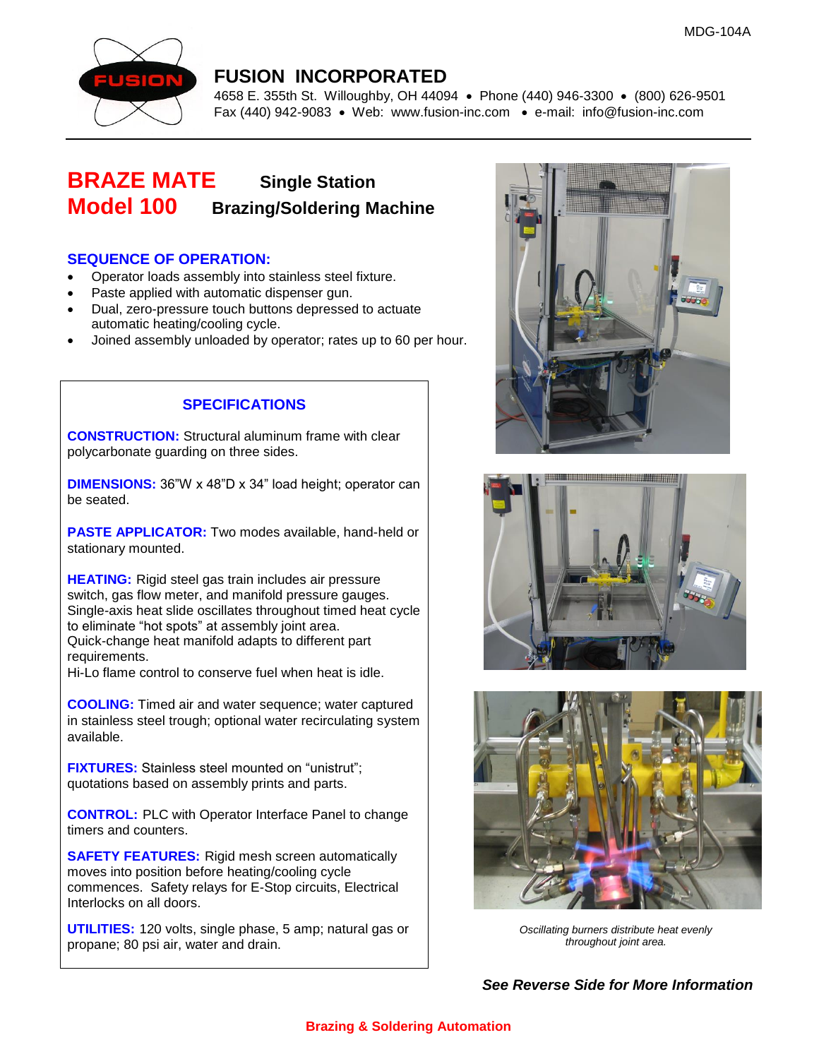MDG-104A

# FUSION INCORPORATED

4658 E. 355th St. Willoughby, OH 44094 • Phone (440) 946-3300 • (800) 626-9501
Fax (440) 942-9083 • Web: www.fusion-inc.com • e-mail: info@fusion-inc.com

## BRAZE MATE Model 100 — Single Station Brazing/Soldering Machine

### SEQUENCE OF OPERATION:

- Operator loads assembly into stainless steel fixture.
- Paste applied with automatic dispenser gun.
- Dual, zero-pressure touch buttons depressed to actuate automatic heating/cooling cycle.
- Joined assembly unloaded by operator; rates up to 60 per hour.

### SPECIFICATIONS

**CONSTRUCTION:** Structural aluminum frame with clear polycarbonate guarding on three sides.

**DIMENSIONS:** 36"W x 48"D x 34" load height; operator can be seated.

**PASTE APPLICATOR:** Two modes available, hand-held or stationary mounted.

**HEATING:** Rigid steel gas train includes air pressure switch, gas flow meter, and manifold pressure gauges.
Single-axis heat slide oscillates throughout timed heat cycle to eliminate "hot spots" at assembly joint area.
Quick-change heat manifold adapts to different part requirements.
Hi-Lo flame control to conserve fuel when heat is idle.

**COOLING:** Timed air and water sequence; water captured in stainless steel trough; optional water recirculating system available.

**FIXTURES:** Stainless steel mounted on "unistrut"; quotations based on assembly prints and parts.

**CONTROL:** PLC with Operator Interface Panel to change timers and counters.

**SAFETY FEATURES:** Rigid mesh screen automatically moves into position before heating/cooling cycle commences. Safety relays for E-Stop circuits, Electrical Interlocks on all doors.

**UTILITIES:** 120 volts, single phase, 5 amp; natural gas or propane; 80 psi air, water and drain.

*Oscillating burners distribute heat evenly throughout joint area.*

***See Reverse Side for More Information***

**Brazing & Soldering Automation**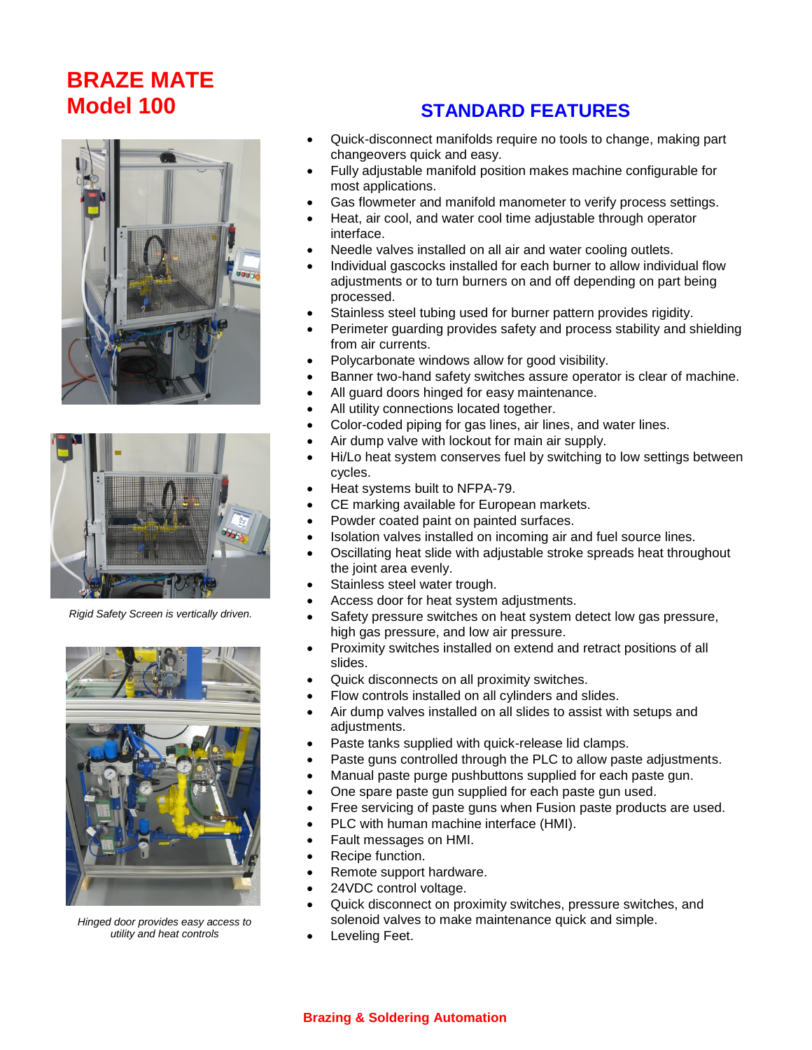# BRAZE MATE
# Model 100

*Rigid Safety Screen is vertically driven.*

*Hinged door provides easy access to utility and heat controls*

## STANDARD FEATURES

- Quick-disconnect manifolds require no tools to change, making part changeovers quick and easy.
- Fully adjustable manifold position makes machine configurable for most applications.
- Gas flowmeter and manifold manometer to verify process settings.
- Heat, air cool, and water cool time adjustable through operator interface.
- Needle valves installed on all air and water cooling outlets.
- Individual gascocks installed for each burner to allow individual flow adjustments or to turn burners on and off depending on part being processed.
- Stainless steel tubing used for burner pattern provides rigidity.
- Perimeter guarding provides safety and process stability and shielding from air currents.
- Polycarbonate windows allow for good visibility.
- Banner two-hand safety switches assure operator is clear of machine.
- All guard doors hinged for easy maintenance.
- All utility connections located together.
- Color-coded piping for gas lines, air lines, and water lines.
- Air dump valve with lockout for main air supply.
- Hi/Lo heat system conserves fuel by switching to low settings between cycles.
- Heat systems built to NFPA-79.
- CE marking available for European markets.
- Powder coated paint on painted surfaces.
- Isolation valves installed on incoming air and fuel source lines.
- Oscillating heat slide with adjustable stroke spreads heat throughout the joint area evenly.
- Stainless steel water trough.
- Access door for heat system adjustments.
- Safety pressure switches on heat system detect low gas pressure, high gas pressure, and low air pressure.
- Proximity switches installed on extend and retract positions of all slides.
- Quick disconnects on all proximity switches.
- Flow controls installed on all cylinders and slides.
- Air dump valves installed on all slides to assist with setups and adjustments.
- Paste tanks supplied with quick-release lid clamps.
- Paste guns controlled through the PLC to allow paste adjustments.
- Manual paste purge pushbuttons supplied for each paste gun.
- One spare paste gun supplied for each paste gun used.
- Free servicing of paste guns when Fusion paste products are used.
- PLC with human machine interface (HMI).
- Fault messages on HMI.
- Recipe function.
- Remote support hardware.
- 24VDC control voltage.
- Quick disconnect on proximity switches, pressure switches, and solenoid valves to make maintenance quick and simple.
- Leveling Feet.

**Brazing & Soldering Automation**